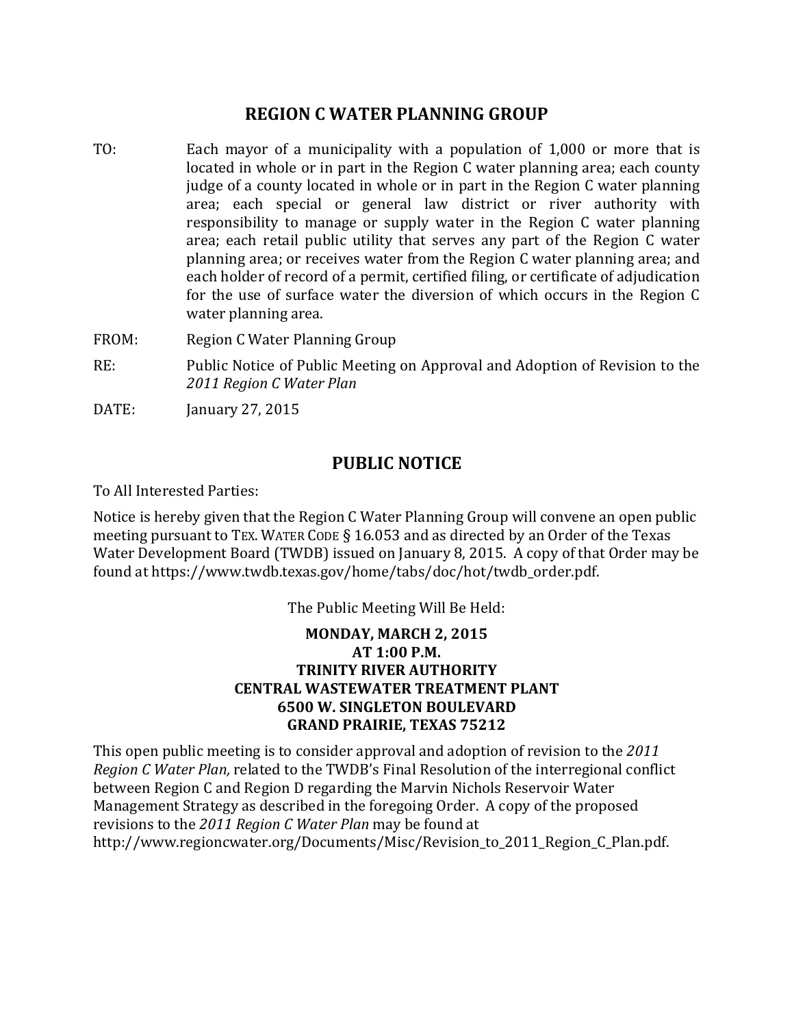# REGION C WATER PLANNING GROUP

**TO:** Each mayor of a municipality with a population of 1,000 or more that is located in whole or in part in the Region C water planning area; each county judge of a county located in whole or in part in the Region C water planning area; each special or general law district or river authority with responsibility to manage or supply water in the Region C water planning area; each retail public utility that serves any part of the Region C water planning area; or receives water from the Region C water planning area; and each holder of record of a permit, certified filing, or certificate of adjudication for the use of surface water the diversion of which occurs in the Region C water planning area.

**FROM:** Region C Water Planning Group

**RE:** Public Notice of Public Meeting on Approval and Adoption of Revision to the *2011 Region C Water Plan*

**DATE:** January 27, 2015

## PUBLIC NOTICE

To All Interested Parties:

Notice is hereby given that the Region C Water Planning Group will convene an open public meeting pursuant to TEX. WATER CODE § 16.053 and as directed by an Order of the Texas Water Development Board (TWDB) issued on January 8, 2015. A copy of that Order may be found at https://www.twdb.texas.gov/home/tabs/doc/hot/twdb_order.pdf.

The Public Meeting Will Be Held:

**MONDAY, MARCH 2, 2015**
**AT 1:00 P.M.**
**TRINITY RIVER AUTHORITY**
**CENTRAL WASTEWATER TREATMENT PLANT**
**6500 W. SINGLETON BOULEVARD**
**GRAND PRAIRIE, TEXAS 75212**

This open public meeting is to consider approval and adoption of revision to the *2011 Region C Water Plan,* related to the TWDB's Final Resolution of the interregional conflict between Region C and Region D regarding the Marvin Nichols Reservoir Water Management Strategy as described in the foregoing Order. A copy of the proposed revisions to the *2011 Region C Water Plan* may be found at http://www.regioncwater.org/Documents/Misc/Revision_to_2011_Region_C_Plan.pdf.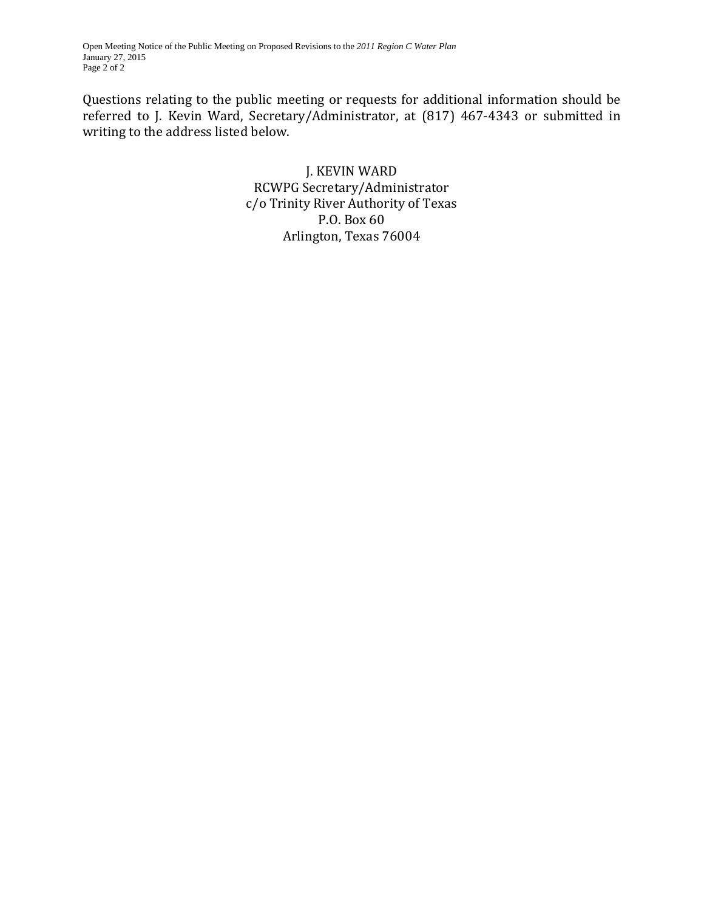Questions relating to the public meeting or requests for additional information should be referred to J. Kevin Ward, Secretary/Administrator, at (817) 467-4343 or submitted in writing to the address listed below.

J. KEVIN WARD
RCWPG Secretary/Administrator
c/o Trinity River Authority of Texas
P.O. Box 60
Arlington, Texas 76004